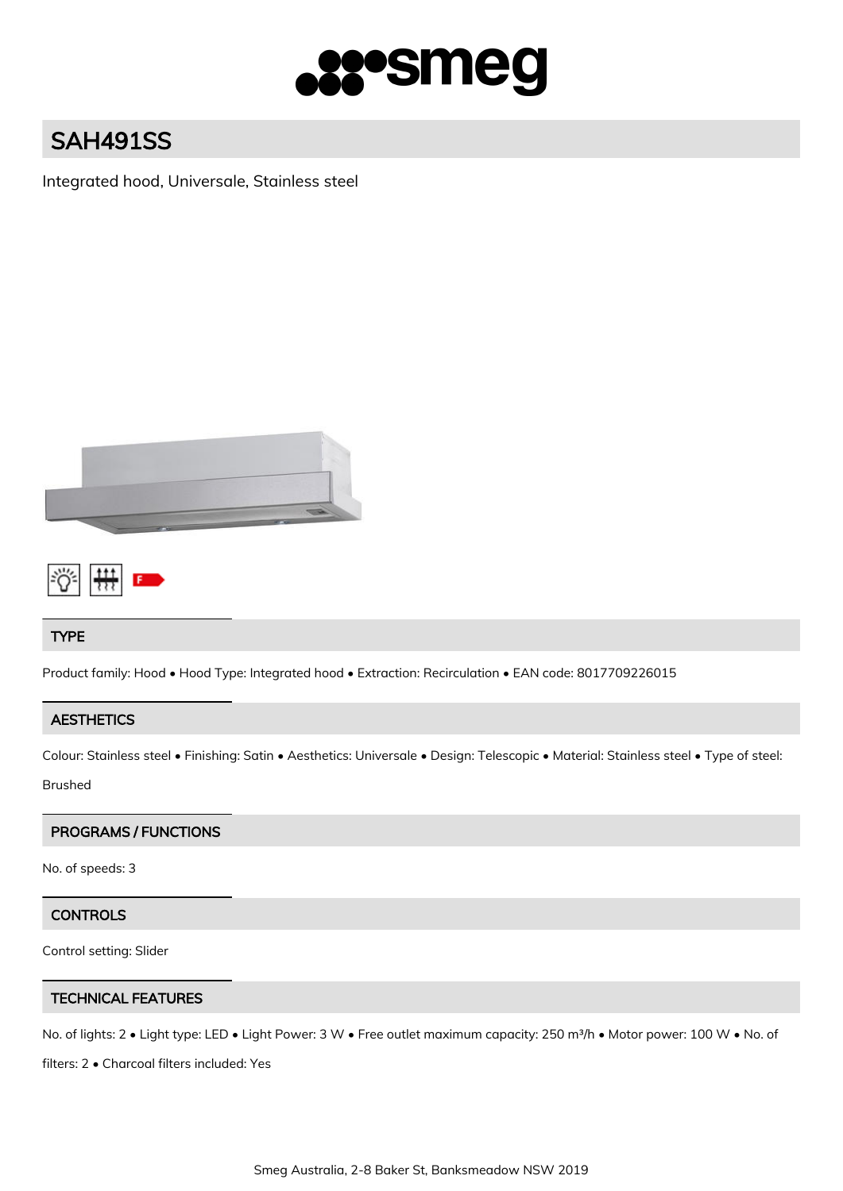# SAH491SS

Integrated hood, Universale, Stainless steel

## TYPE

Product family: Hood • Hood Type: Integrated hood • Extraction: Recirculation • EAN code: 8017709226015

## AESTHETICS

Colour: Stainless steel • Finishing: Satin • Aesthetics: Universale • Design: Telescopic • Material: Stainless steel • Type of steel: Brushed

## PROGRAMS / FUNCTIONS

No. of speeds: 3

## CONTROLS

Control setting: Slider

## TECHNICAL FEATURES

No. of lights: 2 • Light type: LED • Light Power: 3 W • Free outlet maximum capacity: 250 m³/h • Motor power: 100 W • No. of filters: 2 • Charcoal filters included: Yes

Smeg Australia, 2-8 Baker St, Banksmeadow NSW 2019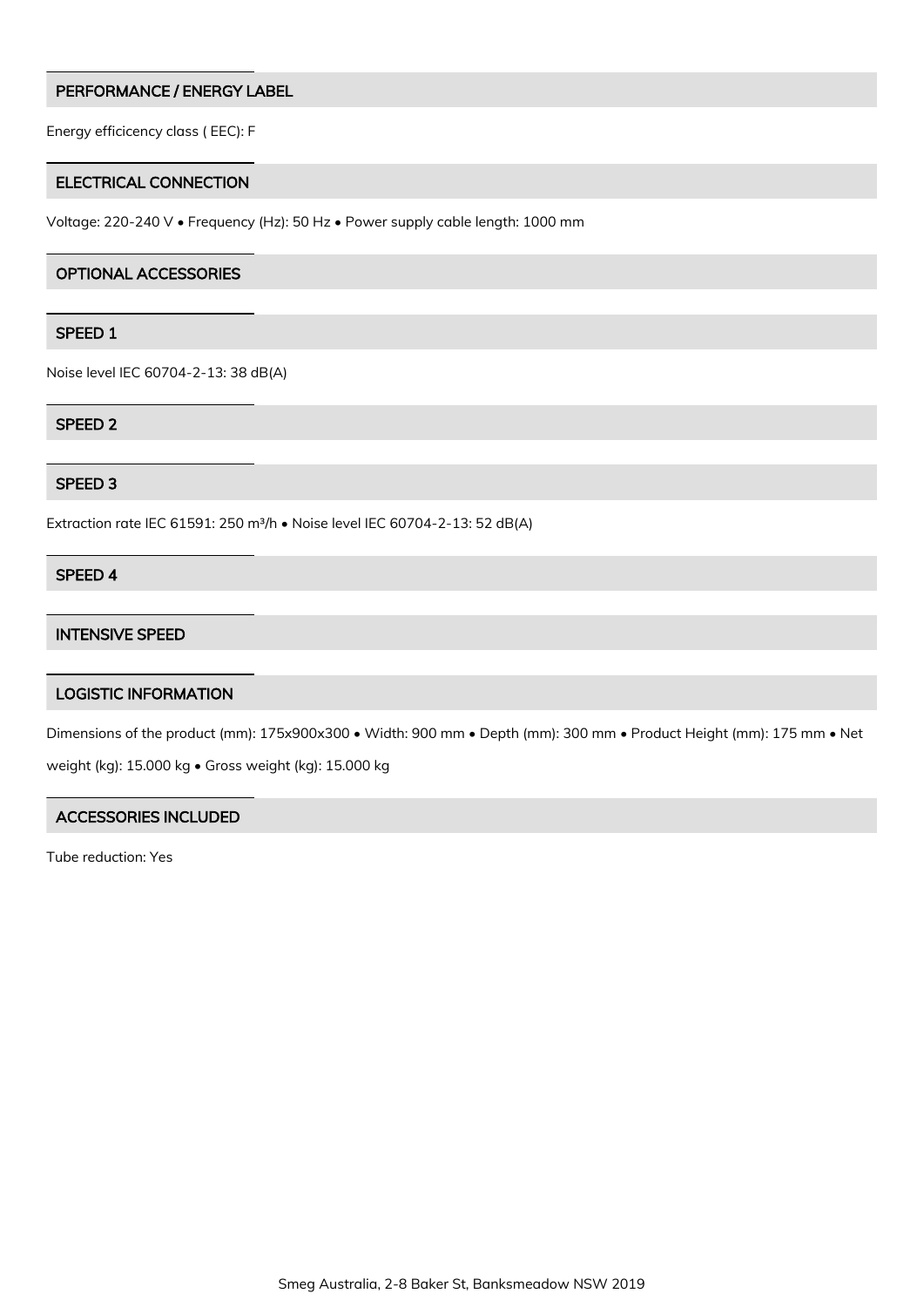## PERFORMANCE / ENERGY LABEL

Energy efficicency class ( EEC): F

## ELECTRICAL CONNECTION

Voltage: 220-240 V • Frequency (Hz): 50 Hz • Power supply cable length: 1000 mm

## OPTIONAL ACCESSORIES

## SPEED 1

Noise level IEC 60704-2-13: 38 dB(A)

## SPEED 2

## SPEED 3

Extraction rate IEC 61591: 250 m³/h • Noise level IEC 60704-2-13: 52 dB(A)

## SPEED 4

## INTENSIVE SPEED

## LOGISTIC INFORMATION

Dimensions of the product (mm): 175x900x300 • Width: 900 mm • Depth (mm): 300 mm • Product Height (mm): 175 mm • Net weight (kg): 15.000 kg • Gross weight (kg): 15.000 kg

## ACCESSORIES INCLUDED

Tube reduction: Yes

Smeg Australia, 2-8 Baker St, Banksmeadow NSW 2019